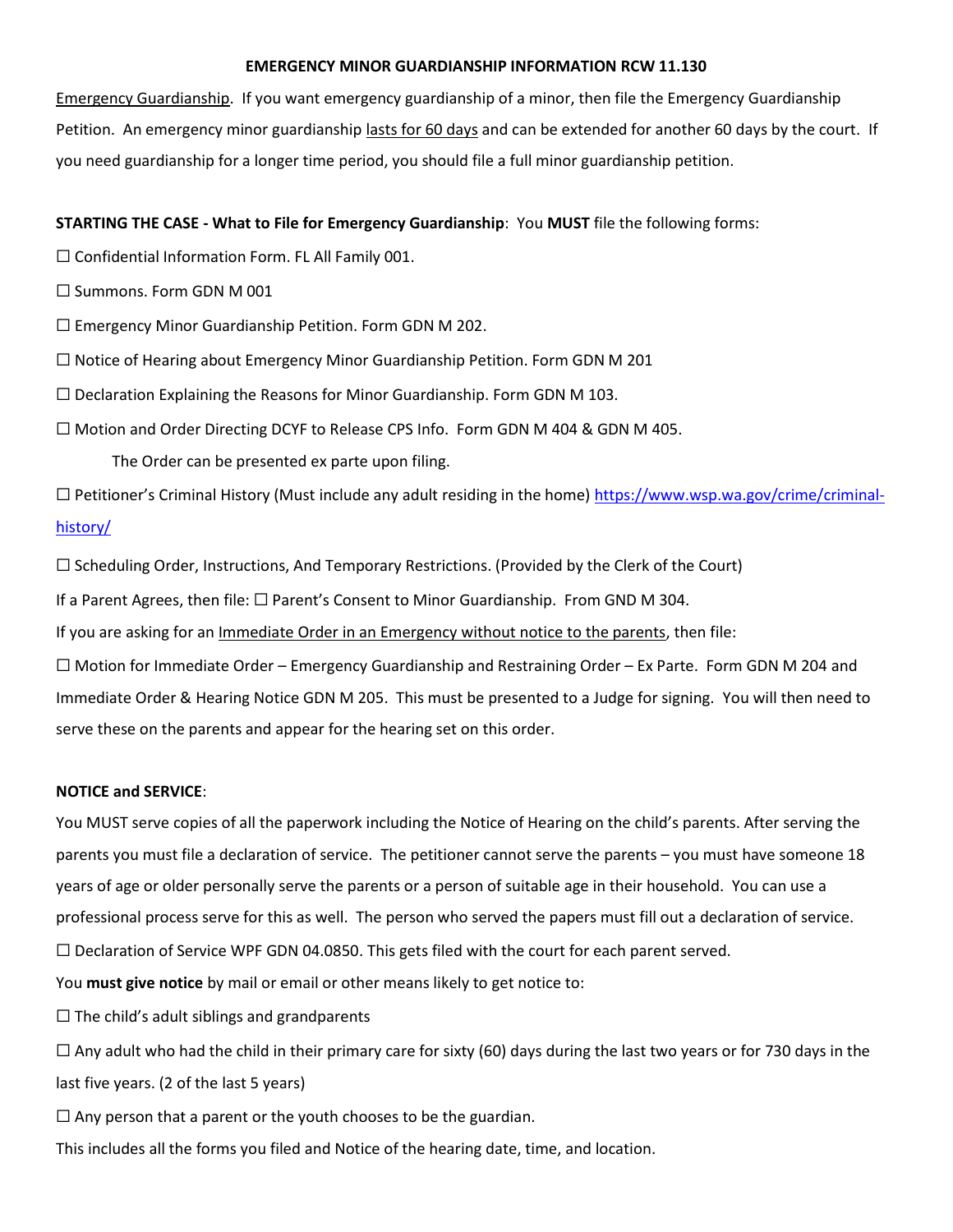# EMERGENCY MINOR GUARDIANSHIP INFORMATION RCW 11.130

Emergency Guardianship. If you want emergency guardianship of a minor, then file the Emergency Guardianship Petition. An emergency minor guardianship lasts for 60 days and can be extended for another 60 days by the court. If you need guardianship for a longer time period, you should file a full minor guardianship petition.

**STARTING THE CASE - What to File for Emergency Guardianship**: You **MUST** file the following forms:

☐ Confidential Information Form. FL All Family 001.

☐ Summons. Form GDN M 001

☐ Emergency Minor Guardianship Petition. Form GDN M 202.

☐ Notice of Hearing about Emergency Minor Guardianship Petition. Form GDN M 201

☐ Declaration Explaining the Reasons for Minor Guardianship. Form GDN M 103.

☐ Motion and Order Directing DCYF to Release CPS Info. Form GDN M 404 & GDN M 405.

The Order can be presented ex parte upon filing.

☐ Petitioner's Criminal History (Must include any adult residing in the home) https://www.wsp.wa.gov/crime/criminal-history/

☐ Scheduling Order, Instructions, And Temporary Restrictions. (Provided by the Clerk of the Court)

If a Parent Agrees, then file: ☐ Parent's Consent to Minor Guardianship. From GND M 304.

If you are asking for an Immediate Order in an Emergency without notice to the parents, then file:

☐ Motion for Immediate Order – Emergency Guardianship and Restraining Order – Ex Parte. Form GDN M 204 and Immediate Order & Hearing Notice GDN M 205. This must be presented to a Judge for signing. You will then need to serve these on the parents and appear for the hearing set on this order.

**NOTICE and SERVICE**:

You MUST serve copies of all the paperwork including the Notice of Hearing on the child's parents. After serving the parents you must file a declaration of service. The petitioner cannot serve the parents – you must have someone 18 years of age or older personally serve the parents or a person of suitable age in their household. You can use a professional process serve for this as well. The person who served the papers must fill out a declaration of service.

☐ Declaration of Service WPF GDN 04.0850. This gets filed with the court for each parent served.

You **must give notice** by mail or email or other means likely to get notice to:

☐ The child's adult siblings and grandparents

☐ Any adult who had the child in their primary care for sixty (60) days during the last two years or for 730 days in the last five years. (2 of the last 5 years)

☐ Any person that a parent or the youth chooses to be the guardian.

This includes all the forms you filed and Notice of the hearing date, time, and location.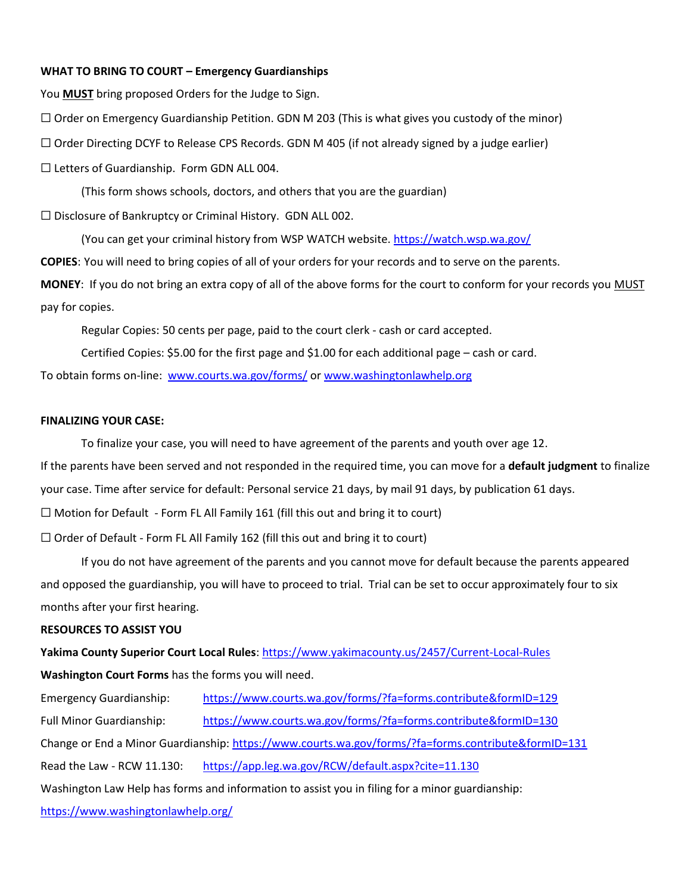**WHAT TO BRING TO COURT – Emergency Guardianships**

You **MUST** bring proposed Orders for the Judge to Sign.

☐ Order on Emergency Guardianship Petition. GDN M 203 (This is what gives you custody of the minor)

☐ Order Directing DCYF to Release CPS Records. GDN M 405 (if not already signed by a judge earlier)

☐ Letters of Guardianship. Form GDN ALL 004.

(This form shows schools, doctors, and others that you are the guardian)

☐ Disclosure of Bankruptcy or Criminal History. GDN ALL 002.

(You can get your criminal history from WSP WATCH website. https://watch.wsp.wa.gov/

**COPIES**: You will need to bring copies of all of your orders for your records and to serve on the parents.

**MONEY**: If you do not bring an extra copy of all of the above forms for the court to conform for your records you MUST pay for copies.

Regular Copies: 50 cents per page, paid to the court clerk - cash or card accepted.

Certified Copies: $5.00 for the first page and $1.00 for each additional page – cash or card.

To obtain forms on-line: www.courts.wa.gov/forms/ or www.washingtonlawhelp.org

**FINALIZING YOUR CASE:**

To finalize your case, you will need to have agreement of the parents and youth over age 12.

If the parents have been served and not responded in the required time, you can move for a **default judgment** to finalize your case. Time after service for default: Personal service 21 days, by mail 91 days, by publication 61 days.

☐ Motion for Default - Form FL All Family 161 (fill this out and bring it to court)

☐ Order of Default - Form FL All Family 162 (fill this out and bring it to court)

If you do not have agreement of the parents and you cannot move for default because the parents appeared and opposed the guardianship, you will have to proceed to trial. Trial can be set to occur approximately four to six months after your first hearing.

**RESOURCES TO ASSIST YOU**

**Yakima County Superior Court Local Rules**: https://www.yakimacounty.us/2457/Current-Local-Rules

**Washington Court Forms** has the forms you will need.

Emergency Guardianship: https://www.courts.wa.gov/forms/?fa=forms.contribute&formID=129

Full Minor Guardianship: https://www.courts.wa.gov/forms/?fa=forms.contribute&formID=130

Change or End a Minor Guardianship: https://www.courts.wa.gov/forms/?fa=forms.contribute&formID=131

Read the Law - RCW 11.130: https://app.leg.wa.gov/RCW/default.aspx?cite=11.130

Washington Law Help has forms and information to assist you in filing for a minor guardianship:

https://www.washingtonlawhelp.org/